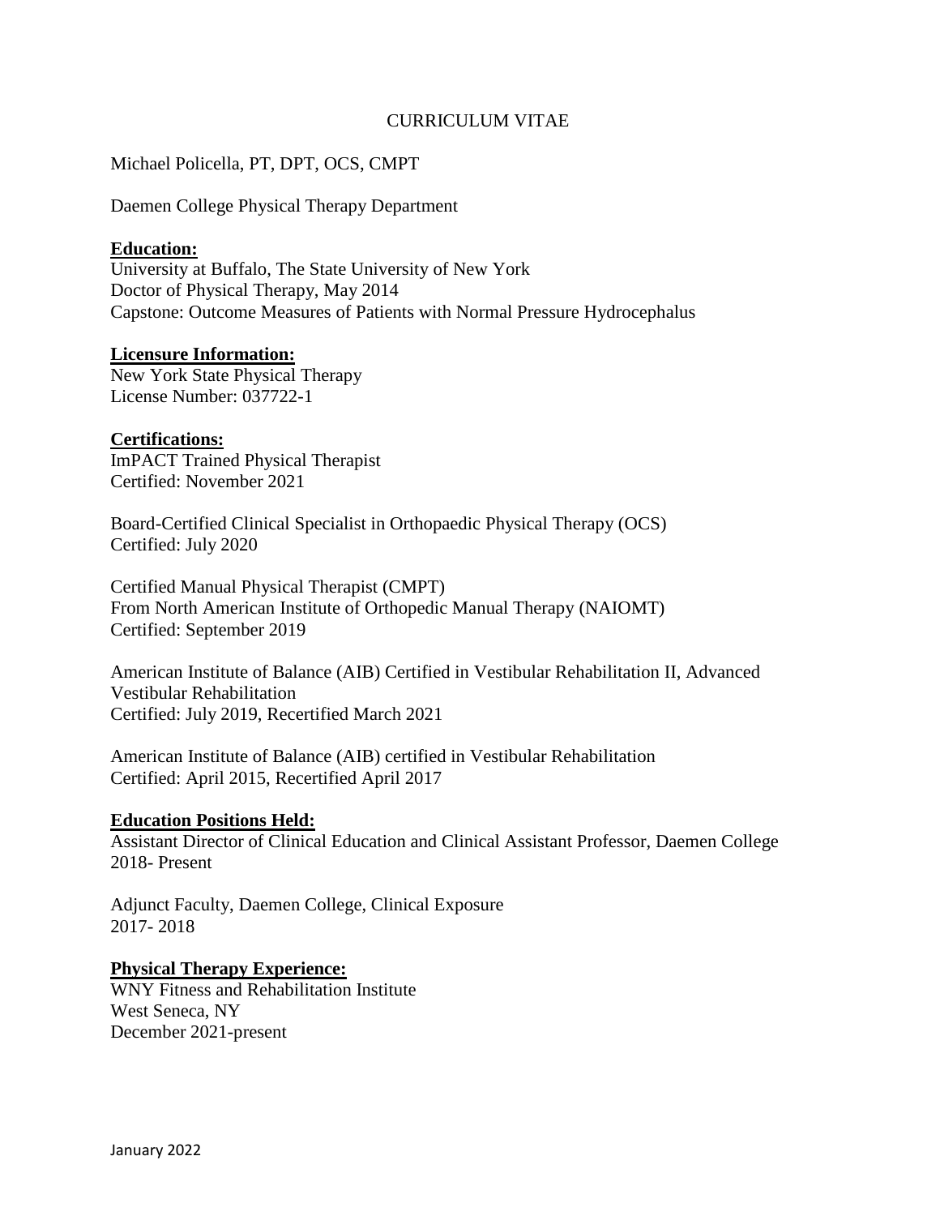# CURRICULUM VITAE

Michael Policella, PT, DPT, OCS, CMPT

Daemen College Physical Therapy Department

## Education:

University at Buffalo, The State University of New York
Doctor of Physical Therapy, May 2014
Capstone: Outcome Measures of Patients with Normal Pressure Hydrocephalus

## Licensure Information:

New York State Physical Therapy
License Number: 037722-1

## Certifications:

ImPACT Trained Physical Therapist
Certified: November 2021

Board-Certified Clinical Specialist in Orthopaedic Physical Therapy (OCS)
Certified: July 2020

Certified Manual Physical Therapist (CMPT)
From North American Institute of Orthopedic Manual Therapy (NAIOMT)
Certified: September 2019

American Institute of Balance (AIB) Certified in Vestibular Rehabilitation II, Advanced Vestibular Rehabilitation
Certified: July 2019, Recertified March 2021

American Institute of Balance (AIB) certified in Vestibular Rehabilitation
Certified: April 2015, Recertified April 2017

## Education Positions Held:

Assistant Director of Clinical Education and Clinical Assistant Professor, Daemen College
2018- Present

Adjunct Faculty, Daemen College, Clinical Exposure
2017- 2018

## Physical Therapy Experience:

WNY Fitness and Rehabilitation Institute
West Seneca, NY
December 2021-present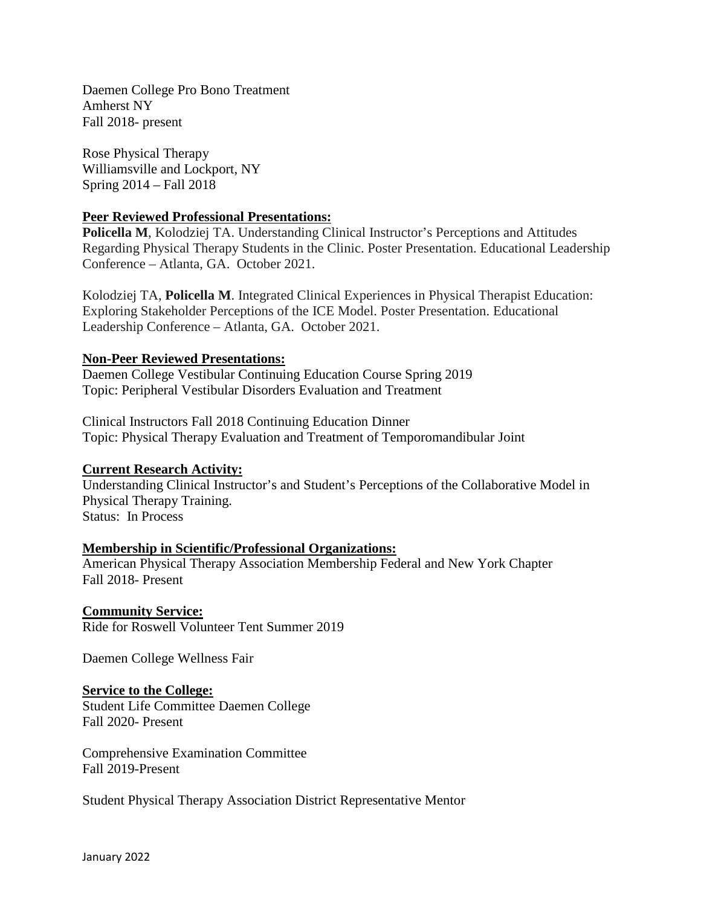Daemen College Pro Bono Treatment
Amherst NY
Fall 2018- present

Rose Physical Therapy
Williamsville and Lockport, NY
Spring 2014 – Fall 2018

**Peer Reviewed Professional Presentations:**

**Policella M**, Kolodziej TA. Understanding Clinical Instructor's Perceptions and Attitudes Regarding Physical Therapy Students in the Clinic. Poster Presentation. Educational Leadership Conference – Atlanta, GA. October 2021.

Kolodziej TA, **Policella M**. Integrated Clinical Experiences in Physical Therapist Education: Exploring Stakeholder Perceptions of the ICE Model. Poster Presentation. Educational Leadership Conference – Atlanta, GA. October 2021.

**Non-Peer Reviewed Presentations:**

Daemen College Vestibular Continuing Education Course Spring 2019
Topic: Peripheral Vestibular Disorders Evaluation and Treatment

Clinical Instructors Fall 2018 Continuing Education Dinner
Topic: Physical Therapy Evaluation and Treatment of Temporomandibular Joint

**Current Research Activity:**

Understanding Clinical Instructor's and Student's Perceptions of the Collaborative Model in Physical Therapy Training.
Status: In Process

**Membership in Scientific/Professional Organizations:**

American Physical Therapy Association Membership Federal and New York Chapter
Fall 2018- Present

**Community Service:**

Ride for Roswell Volunteer Tent Summer 2019

Daemen College Wellness Fair

**Service to the College:**

Student Life Committee Daemen College
Fall 2020- Present

Comprehensive Examination Committee
Fall 2019-Present

Student Physical Therapy Association District Representative Mentor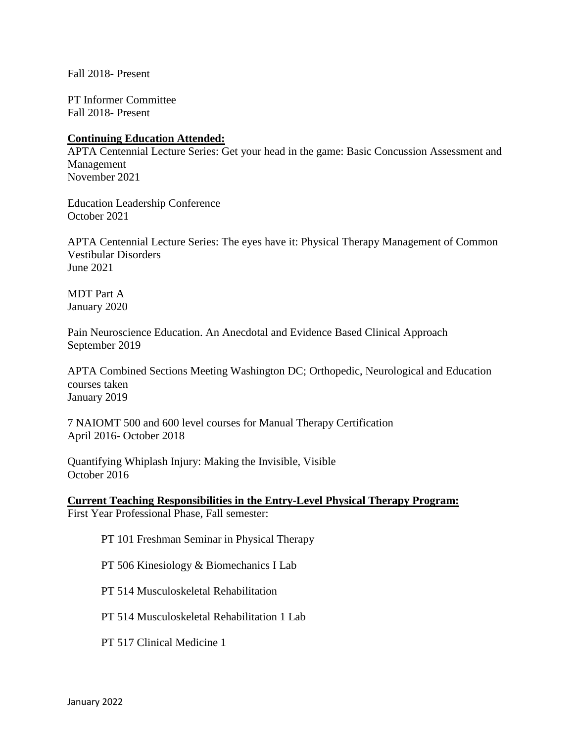Fall 2018- Present

PT Informer Committee
Fall 2018- Present

**Continuing Education Attended:**

APTA Centennial Lecture Series: Get your head in the game: Basic Concussion Assessment and Management
November 2021

Education Leadership Conference
October 2021

APTA Centennial Lecture Series: The eyes have it: Physical Therapy Management of Common Vestibular Disorders
June 2021

MDT Part A
January 2020

Pain Neuroscience Education. An Anecdotal and Evidence Based Clinical Approach
September 2019

APTA Combined Sections Meeting Washington DC; Orthopedic, Neurological and Education courses taken
January 2019

7 NAIOMT 500 and 600 level courses for Manual Therapy Certification
April 2016- October 2018

Quantifying Whiplash Injury: Making the Invisible, Visible
October 2016

**Current Teaching Responsibilities in the Entry-Level Physical Therapy Program:**

First Year Professional Phase, Fall semester:

PT 101 Freshman Seminar in Physical Therapy

PT 506 Kinesiology & Biomechanics I Lab

PT 514 Musculoskeletal Rehabilitation

PT 514 Musculoskeletal Rehabilitation 1 Lab

PT 517 Clinical Medicine 1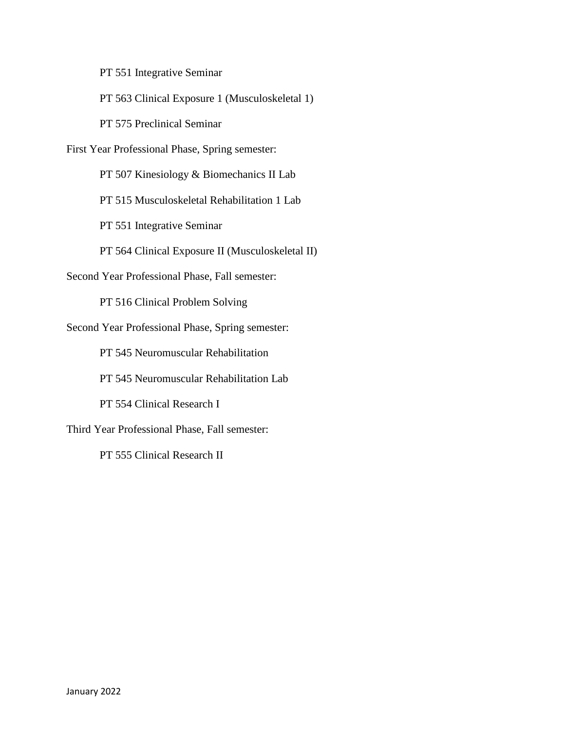PT 551 Integrative Seminar

PT 563 Clinical Exposure 1 (Musculoskeletal 1)

PT 575 Preclinical Seminar

First Year Professional Phase, Spring semester:

PT 507 Kinesiology & Biomechanics II Lab

PT 515 Musculoskeletal Rehabilitation 1 Lab

PT 551 Integrative Seminar

PT 564 Clinical Exposure II (Musculoskeletal II)

Second Year Professional Phase, Fall semester:

PT 516 Clinical Problem Solving

Second Year Professional Phase, Spring semester:

PT 545 Neuromuscular Rehabilitation

PT 545 Neuromuscular Rehabilitation Lab

PT 554 Clinical Research I

Third Year Professional Phase, Fall semester:

PT 555 Clinical Research II